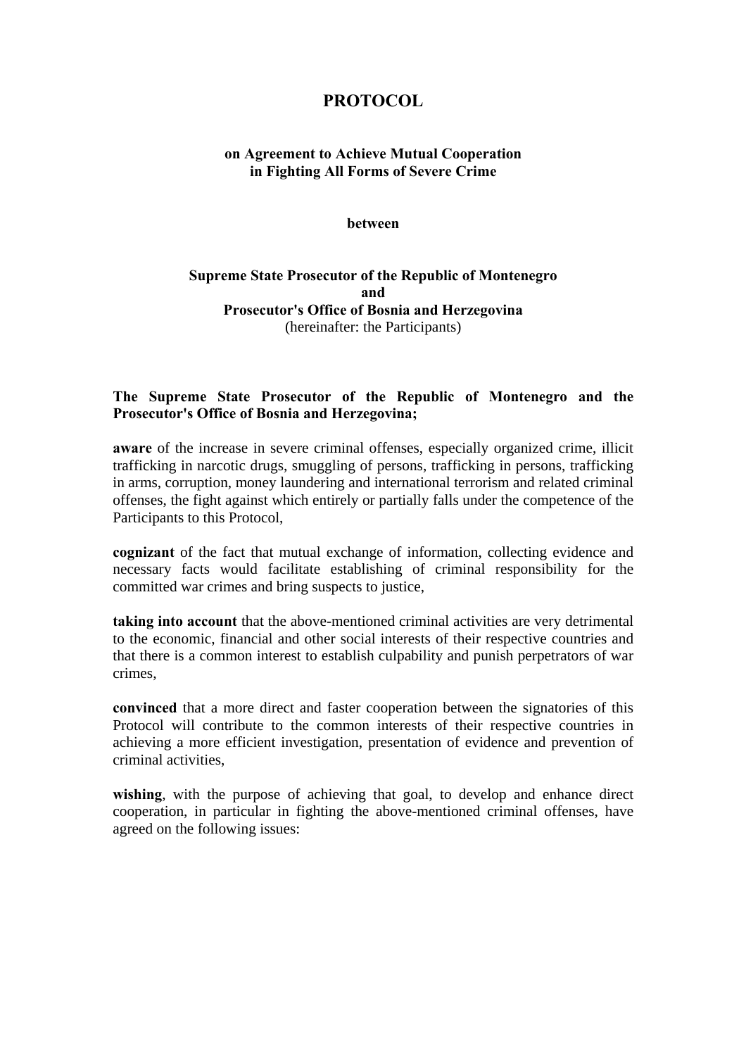# PROTOCOL

### on Agreement to Achieve Mutual Cooperation in Fighting All Forms of Severe Crime

**between**

**Supreme State Prosecutor of the Republic of Montenegro**
**and**
**Prosecutor's Office of Bosnia and Herzegovina**
(hereinafter: the Participants)

**The Supreme State Prosecutor of the Republic of Montenegro and the Prosecutor's Office of Bosnia and Herzegovina;**

**aware** of the increase in severe criminal offenses, especially organized crime, illicit trafficking in narcotic drugs, smuggling of persons, trafficking in persons, trafficking in arms, corruption, money laundering and international terrorism and related criminal offenses, the fight against which entirely or partially falls under the competence of the Participants to this Protocol,

**cognizant** of the fact that mutual exchange of information, collecting evidence and necessary facts would facilitate establishing of criminal responsibility for the committed war crimes and bring suspects to justice,

**taking into account** that the above-mentioned criminal activities are very detrimental to the economic, financial and other social interests of their respective countries and that there is a common interest to establish culpability and punish perpetrators of war crimes,

**convinced** that a more direct and faster cooperation between the signatories of this Protocol will contribute to the common interests of their respective countries in achieving a more efficient investigation, presentation of evidence and prevention of criminal activities,

**wishing**, with the purpose of achieving that goal, to develop and enhance direct cooperation, in particular in fighting the above-mentioned criminal offenses, have agreed on the following issues: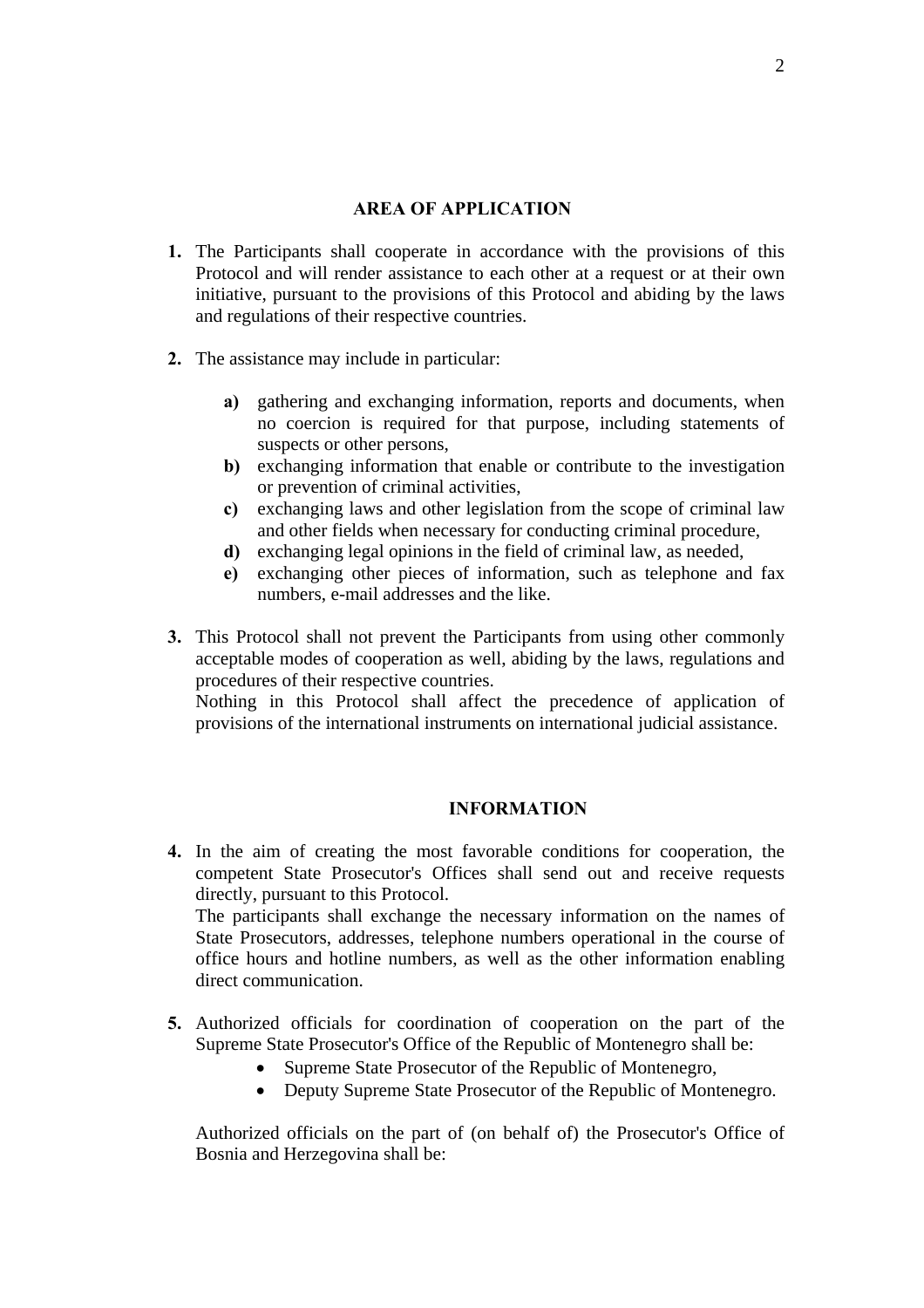## AREA OF APPLICATION

**1.** The Participants shall cooperate in accordance with the provisions of this Protocol and will render assistance to each other at a request or at their own initiative, pursuant to the provisions of this Protocol and abiding by the laws and regulations of their respective countries.

**2.** The assistance may include in particular:

   **a)** gathering and exchanging information, reports and documents, when no coercion is required for that purpose, including statements of suspects or other persons,
   **b)** exchanging information that enable or contribute to the investigation or prevention of criminal activities,
   **c)** exchanging laws and other legislation from the scope of criminal law and other fields when necessary for conducting criminal procedure,
   **d)** exchanging legal opinions in the field of criminal law, as needed,
   **e)** exchanging other pieces of information, such as telephone and fax numbers, e-mail addresses and the like.

**3.** This Protocol shall not prevent the Participants from using other commonly acceptable modes of cooperation as well, abiding by the laws, regulations and procedures of their respective countries.
Nothing in this Protocol shall affect the precedence of application of provisions of the international instruments on international judicial assistance.

## INFORMATION

**4.** In the aim of creating the most favorable conditions for cooperation, the competent State Prosecutor's Offices shall send out and receive requests directly, pursuant to this Protocol.
The participants shall exchange the necessary information on the names of State Prosecutors, addresses, telephone numbers operational in the course of office hours and hotline numbers, as well as the other information enabling direct communication.

**5.** Authorized officials for coordination of cooperation on the part of the Supreme State Prosecutor's Office of the Republic of Montenegro shall be:

- Supreme State Prosecutor of the Republic of Montenegro,
- Deputy Supreme State Prosecutor of the Republic of Montenegro.

Authorized officials on the part of (on behalf of) the Prosecutor's Office of Bosnia and Herzegovina shall be: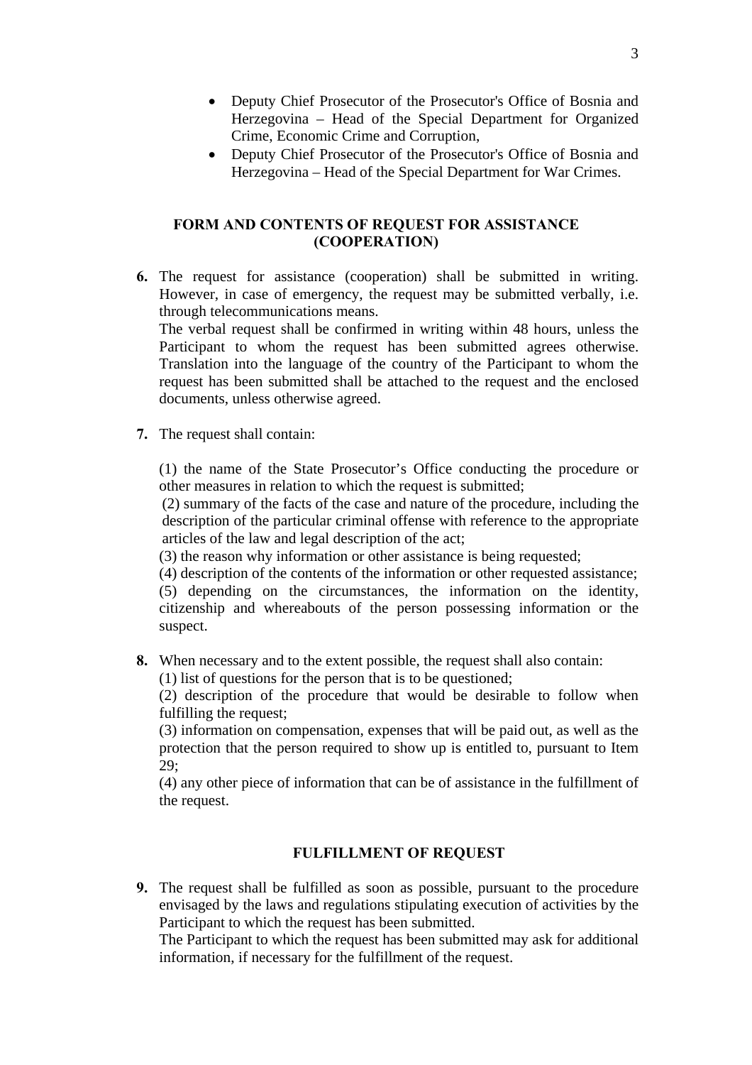- Deputy Chief Prosecutor of the Prosecutor's Office of Bosnia and Herzegovina – Head of the Special Department for Organized Crime, Economic Crime and Corruption,
- Deputy Chief Prosecutor of the Prosecutor's Office of Bosnia and Herzegovina – Head of the Special Department for War Crimes.

## FORM AND CONTENTS OF REQUEST FOR ASSISTANCE (COOPERATION)

**6.** The request for assistance (cooperation) shall be submitted in writing. However, in case of emergency, the request may be submitted verbally, i.e. through telecommunications means.
The verbal request shall be confirmed in writing within 48 hours, unless the Participant to whom the request has been submitted agrees otherwise. Translation into the language of the country of the Participant to whom the request has been submitted shall be attached to the request and the enclosed documents, unless otherwise agreed.

**7.** The request shall contain:

(1) the name of the State Prosecutor's Office conducting the procedure or other measures in relation to which the request is submitted;
(2) summary of the facts of the case and nature of the procedure, including the description of the particular criminal offense with reference to the appropriate articles of the law and legal description of the act;
(3) the reason why information or other assistance is being requested;
(4) description of the contents of the information or other requested assistance;
(5) depending on the circumstances, the information on the identity, citizenship and whereabouts of the person possessing information or the suspect.

**8.** When necessary and to the extent possible, the request shall also contain:
(1) list of questions for the person that is to be questioned;
(2) description of the procedure that would be desirable to follow when fulfilling the request;
(3) information on compensation, expenses that will be paid out, as well as the protection that the person required to show up is entitled to, pursuant to Item 29;
(4) any other piece of information that can be of assistance in the fulfillment of the request.

## FULFILLMENT OF REQUEST

**9.** The request shall be fulfilled as soon as possible, pursuant to the procedure envisaged by the laws and regulations stipulating execution of activities by the Participant to which the request has been submitted.
The Participant to which the request has been submitted may ask for additional information, if necessary for the fulfillment of the request.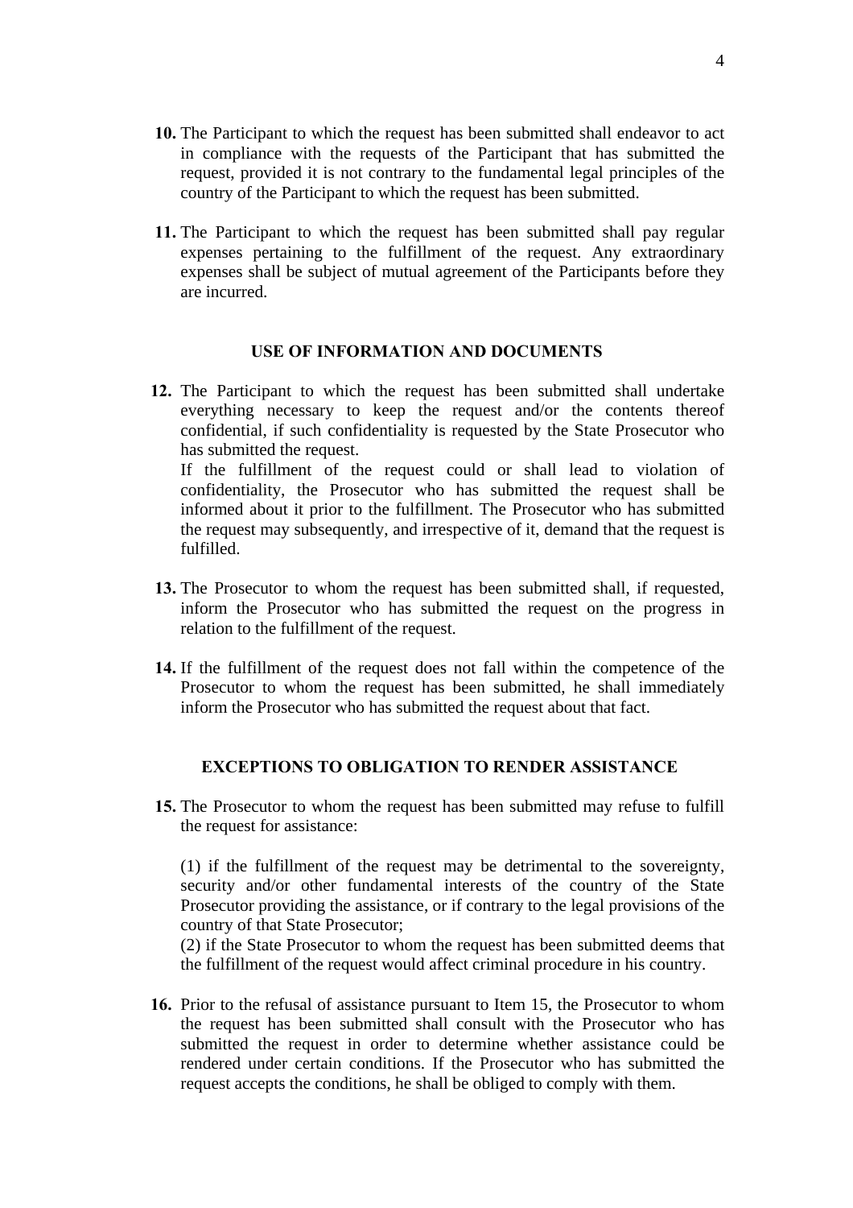**10.** The Participant to which the request has been submitted shall endeavor to act in compliance with the requests of the Participant that has submitted the request, provided it is not contrary to the fundamental legal principles of the country of the Participant to which the request has been submitted.

**11.** The Participant to which the request has been submitted shall pay regular expenses pertaining to the fulfillment of the request. Any extraordinary expenses shall be subject of mutual agreement of the Participants before they are incurred.

## USE OF INFORMATION AND DOCUMENTS

**12.** The Participant to which the request has been submitted shall undertake everything necessary to keep the request and/or the contents thereof confidential, if such confidentiality is requested by the State Prosecutor who has submitted the request.
If the fulfillment of the request could or shall lead to violation of confidentiality, the Prosecutor who has submitted the request shall be informed about it prior to the fulfillment. The Prosecutor who has submitted the request may subsequently, and irrespective of it, demand that the request is fulfilled.

**13.** The Prosecutor to whom the request has been submitted shall, if requested, inform the Prosecutor who has submitted the request on the progress in relation to the fulfillment of the request.

**14.** If the fulfillment of the request does not fall within the competence of the Prosecutor to whom the request has been submitted, he shall immediately inform the Prosecutor who has submitted the request about that fact.

## EXCEPTIONS TO OBLIGATION TO RENDER ASSISTANCE

**15.** The Prosecutor to whom the request has been submitted may refuse to fulfill the request for assistance:

(1) if the fulfillment of the request may be detrimental to the sovereignty, security and/or other fundamental interests of the country of the State Prosecutor providing the assistance, or if contrary to the legal provisions of the country of that State Prosecutor;
(2) if the State Prosecutor to whom the request has been submitted deems that the fulfillment of the request would affect criminal procedure in his country.

**16.** Prior to the refusal of assistance pursuant to Item 15, the Prosecutor to whom the request has been submitted shall consult with the Prosecutor who has submitted the request in order to determine whether assistance could be rendered under certain conditions. If the Prosecutor who has submitted the request accepts the conditions, he shall be obliged to comply with them.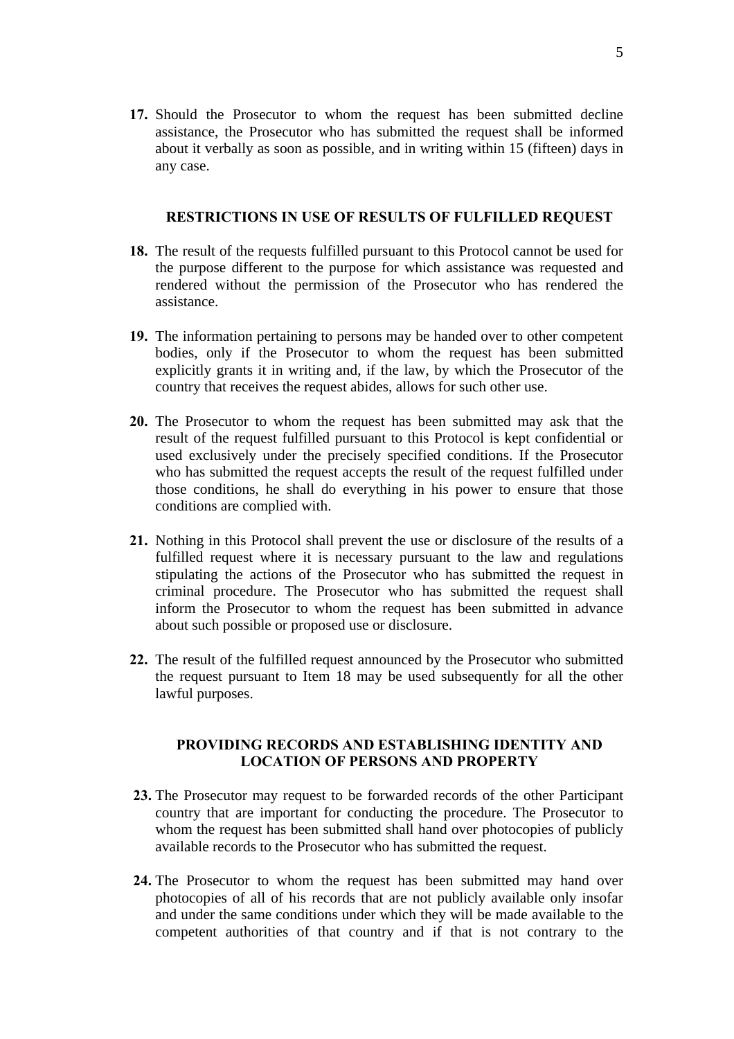**17.** Should the Prosecutor to whom the request has been submitted decline assistance, the Prosecutor who has submitted the request shall be informed about it verbally as soon as possible, and in writing within 15 (fifteen) days in any case.

## RESTRICTIONS IN USE OF RESULTS OF FULFILLED REQUEST

**18.** The result of the requests fulfilled pursuant to this Protocol cannot be used for the purpose different to the purpose for which assistance was requested and rendered without the permission of the Prosecutor who has rendered the assistance.

**19.** The information pertaining to persons may be handed over to other competent bodies, only if the Prosecutor to whom the request has been submitted explicitly grants it in writing and, if the law, by which the Prosecutor of the country that receives the request abides, allows for such other use.

**20.** The Prosecutor to whom the request has been submitted may ask that the result of the request fulfilled pursuant to this Protocol is kept confidential or used exclusively under the precisely specified conditions. If the Prosecutor who has submitted the request accepts the result of the request fulfilled under those conditions, he shall do everything in his power to ensure that those conditions are complied with.

**21.** Nothing in this Protocol shall prevent the use or disclosure of the results of a fulfilled request where it is necessary pursuant to the law and regulations stipulating the actions of the Prosecutor who has submitted the request in criminal procedure. The Prosecutor who has submitted the request shall inform the Prosecutor to whom the request has been submitted in advance about such possible or proposed use or disclosure.

**22.** The result of the fulfilled request announced by the Prosecutor who submitted the request pursuant to Item 18 may be used subsequently for all the other lawful purposes.

## PROVIDING RECORDS AND ESTABLISHING IDENTITY AND LOCATION OF PERSONS AND PROPERTY

**23.** The Prosecutor may request to be forwarded records of the other Participant country that are important for conducting the procedure. The Prosecutor to whom the request has been submitted shall hand over photocopies of publicly available records to the Prosecutor who has submitted the request.

**24.** The Prosecutor to whom the request has been submitted may hand over photocopies of all of his records that are not publicly available only insofar and under the same conditions under which they will be made available to the competent authorities of that country and if that is not contrary to the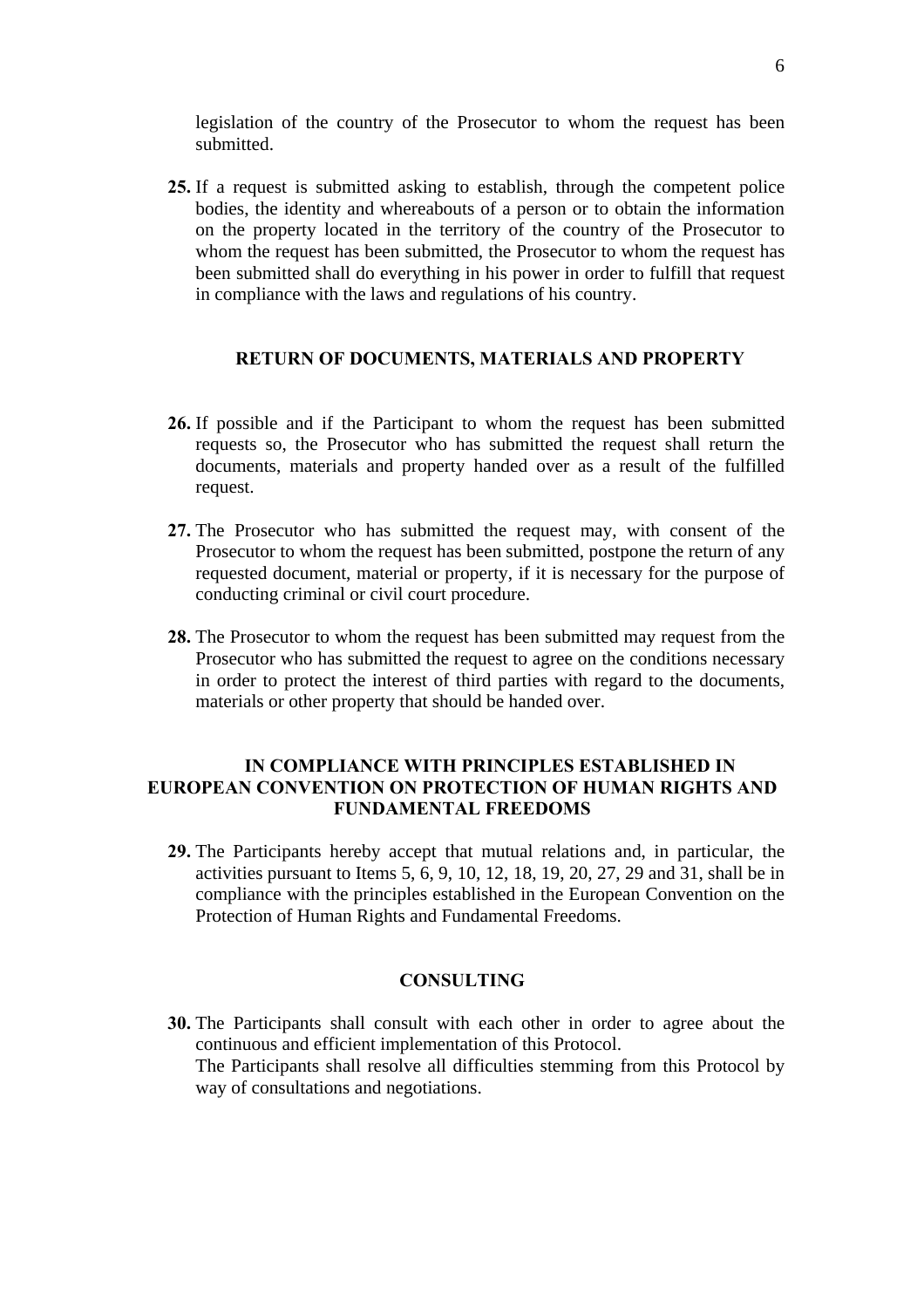legislation of the country of the Prosecutor to whom the request has been submitted.

**25.** If a request is submitted asking to establish, through the competent police bodies, the identity and whereabouts of a person or to obtain the information on the property located in the territory of the country of the Prosecutor to whom the request has been submitted, the Prosecutor to whom the request has been submitted shall do everything in his power in order to fulfill that request in compliance with the laws and regulations of his country.

## RETURN OF DOCUMENTS, MATERIALS AND PROPERTY

**26.** If possible and if the Participant to whom the request has been submitted requests so, the Prosecutor who has submitted the request shall return the documents, materials and property handed over as a result of the fulfilled request.

**27.** The Prosecutor who has submitted the request may, with consent of the Prosecutor to whom the request has been submitted, postpone the return of any requested document, material or property, if it is necessary for the purpose of conducting criminal or civil court procedure.

**28.** The Prosecutor to whom the request has been submitted may request from the Prosecutor who has submitted the request to agree on the conditions necessary in order to protect the interest of third parties with regard to the documents, materials or other property that should be handed over.

## IN COMPLIANCE WITH PRINCIPLES ESTABLISHED IN EUROPEAN CONVENTION ON PROTECTION OF HUMAN RIGHTS AND FUNDAMENTAL FREEDOMS

**29.** The Participants hereby accept that mutual relations and, in particular, the activities pursuant to Items 5, 6, 9, 10, 12, 18, 19, 20, 27, 29 and 31, shall be in compliance with the principles established in the European Convention on the Protection of Human Rights and Fundamental Freedoms.

## CONSULTING

**30.** The Participants shall consult with each other in order to agree about the continuous and efficient implementation of this Protocol.
The Participants shall resolve all difficulties stemming from this Protocol by way of consultations and negotiations.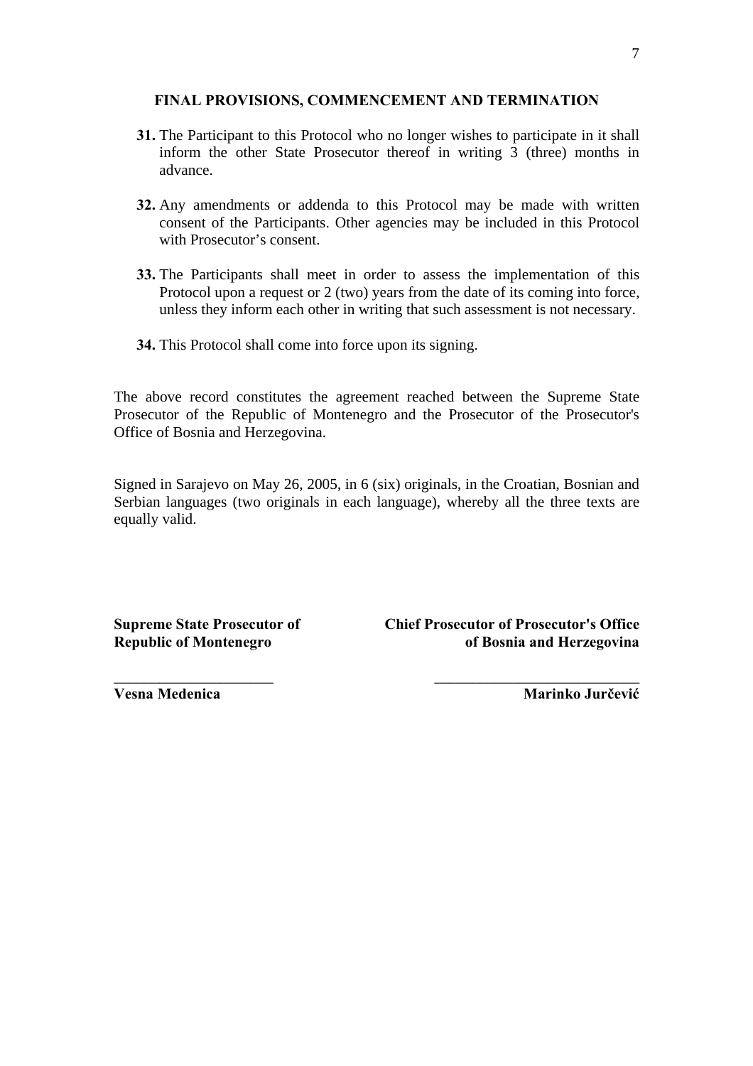## FINAL PROVISIONS, COMMENCEMENT AND TERMINATION

**31.** The Participant to this Protocol who no longer wishes to participate in it shall inform the other State Prosecutor thereof in writing 3 (three) months in advance.

**32.** Any amendments or addenda to this Protocol may be made with written consent of the Participants. Other agencies may be included in this Protocol with Prosecutor's consent.

**33.** The Participants shall meet in order to assess the implementation of this Protocol upon a request or 2 (two) years from the date of its coming into force, unless they inform each other in writing that such assessment is not necessary.

**34.** This Protocol shall come into force upon its signing.

The above record constitutes the agreement reached between the Supreme State Prosecutor of the Republic of Montenegro and the Prosecutor of the Prosecutor's Office of Bosnia and Herzegovina.

Signed in Sarajevo on May 26, 2005, in 6 (six) originals, in the Croatian, Bosnian and Serbian languages (two originals in each language), whereby all the three texts are equally valid.

**Supreme State Prosecutor of Republic of Montenegro**

_____________________

**Vesna Medenica**

**Chief Prosecutor of Prosecutor's Office of Bosnia and Herzegovina**

___________________________

**Marinko Jurčević**